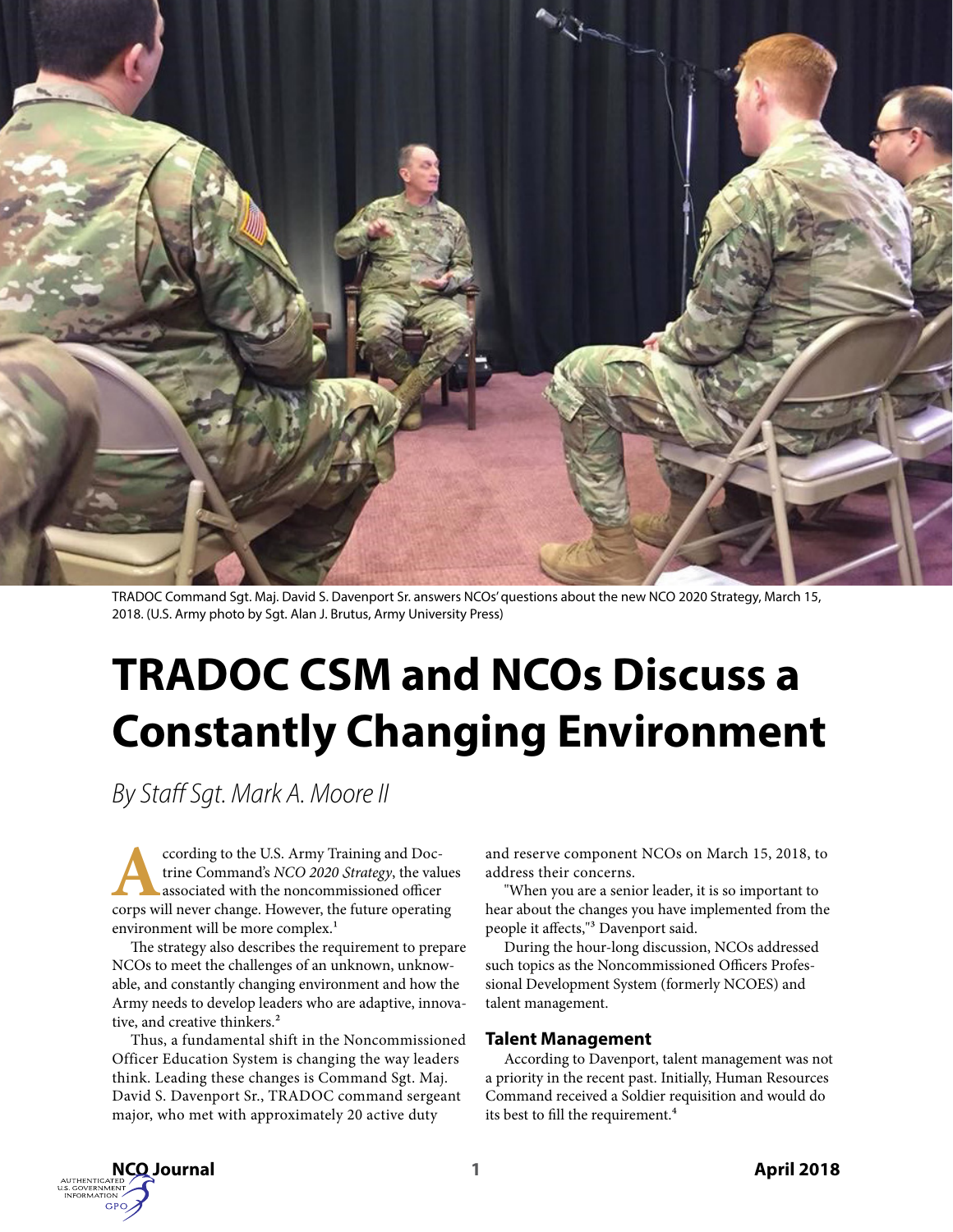TRADOC Command Sgt. Maj. David S. Davenport Sr. answers NCOs' questions about the new NCO 2020 Strategy, March 15, 2018. (U.S. Army photo by Sgt. Alan J. Brutus, Army University Press)

# TRADOC CSM and NCOs Discuss a Constantly Changing Environment

*By Staff Sgt. Mark A. Moore II*

According to the U.S. Army Training and Doctrine Command's *NCO 2020 Strategy*, the values associated with the noncommissioned officer corps will never change. However, the future operating environment will be more complex.[1]

The strategy also describes the requirement to prepare NCOs to meet the challenges of an unknown, unknowable, and constantly changing environment and how the Army needs to develop leaders who are adaptive, innovative, and creative thinkers.[2]

Thus, a fundamental shift in the Noncommissioned Officer Education System is changing the way leaders think. Leading these changes is Command Sgt. Maj. David S. Davenport Sr., TRADOC command sergeant major, who met with approximately 20 active duty and reserve component NCOs on March 15, 2018, to address their concerns.

"When you are a senior leader, it is so important to hear about the changes you have implemented from the people it affects,"[3] Davenport said.

During the hour-long discussion, NCOs addressed such topics as the Noncommissioned Officers Professional Development System (formerly NCOES) and talent management.

## Talent Management

According to Davenport, talent management was not a priority in the recent past. Initially, Human Resources Command received a Soldier requisition and would do its best to fill the requirement.[4]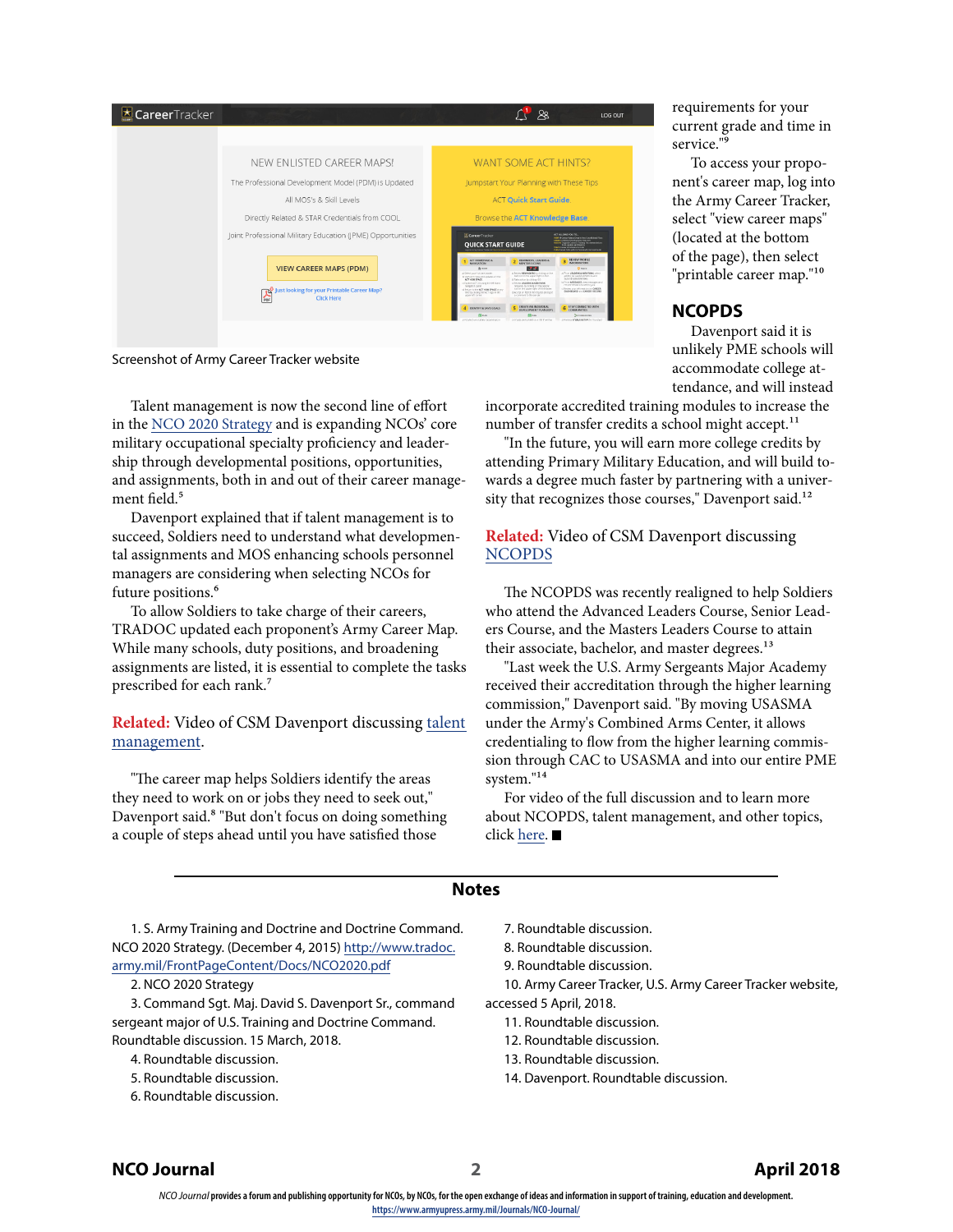Screenshot of Army Career Tracker website

Talent management is now the second line of effort in the NCO 2020 Strategy and is expanding NCOs' core military occupational specialty proficiency and leadership through developmental positions, opportunities, and assignments, both in and out of their career management field.[5]

Davenport explained that if talent management is to succeed, Soldiers need to understand what developmental assignments and MOS enhancing schools personnel managers are considering when selecting NCOs for future positions.[6]

To allow Soldiers to take charge of their careers, TRADOC updated each proponent's Army Career Map. While many schools, duty positions, and broadening assignments are listed, it is essential to complete the tasks prescribed for each rank.[7]

**Related:** Video of CSM Davenport discussing talent management.

"The career map helps Soldiers identify the areas they need to work on or jobs they need to seek out," Davenport said.[8] "But don't focus on doing something a couple of steps ahead until you have satisfied those requirements for your current grade and time in service."[9]

To access your proponent's career map, log into the Army Career Tracker, select "view career maps" (located at the bottom of the page), then select "printable career map."[10]

## NCOPDS

Davenport said it is unlikely PME schools will accommodate college attendance, and will instead incorporate accredited training modules to increase the number of transfer credits a school might accept.[11]

"In the future, you will earn more college credits by attending Primary Military Education, and will build towards a degree much faster by partnering with a university that recognizes those courses," Davenport said.[12]

**Related:** Video of CSM Davenport discussing NCOPDS

The NCOPDS was recently realigned to help Soldiers who attend the Advanced Leaders Course, Senior Leaders Course, and the Masters Leaders Course to attain their associate, bachelor, and master degrees.[13]

"Last week the U.S. Army Sergeants Major Academy received their accreditation through the higher learning commission," Davenport said. "By moving USASMA under the Army's Combined Arms Center, it allows credentialing to flow from the higher learning commission through CAC to USASMA and into our entire PME system."[14]

For video of the full discussion and to learn more about NCOPDS, talent management, and other topics, click here. ■

## Notes

1. S. Army Training and Doctrine and Doctrine Command. NCO 2020 Strategy. (December 4, 2015) http://www.tradoc.army.mil/FrontPageContent/Docs/NCO2020.pdf
2. NCO 2020 Strategy
3. Command Sgt. Maj. David S. Davenport Sr., command sergeant major of U.S. Training and Doctrine Command. Roundtable discussion. 15 March, 2018.
4. Roundtable discussion.
5. Roundtable discussion.
6. Roundtable discussion.
7. Roundtable discussion.
8. Roundtable discussion.
9. Roundtable discussion.
10. Army Career Tracker, U.S. Army Career Tracker website, accessed 5 April, 2018.
11. Roundtable discussion.
12. Roundtable discussion.
13. Roundtable discussion.
14. Davenport. Roundtable discussion.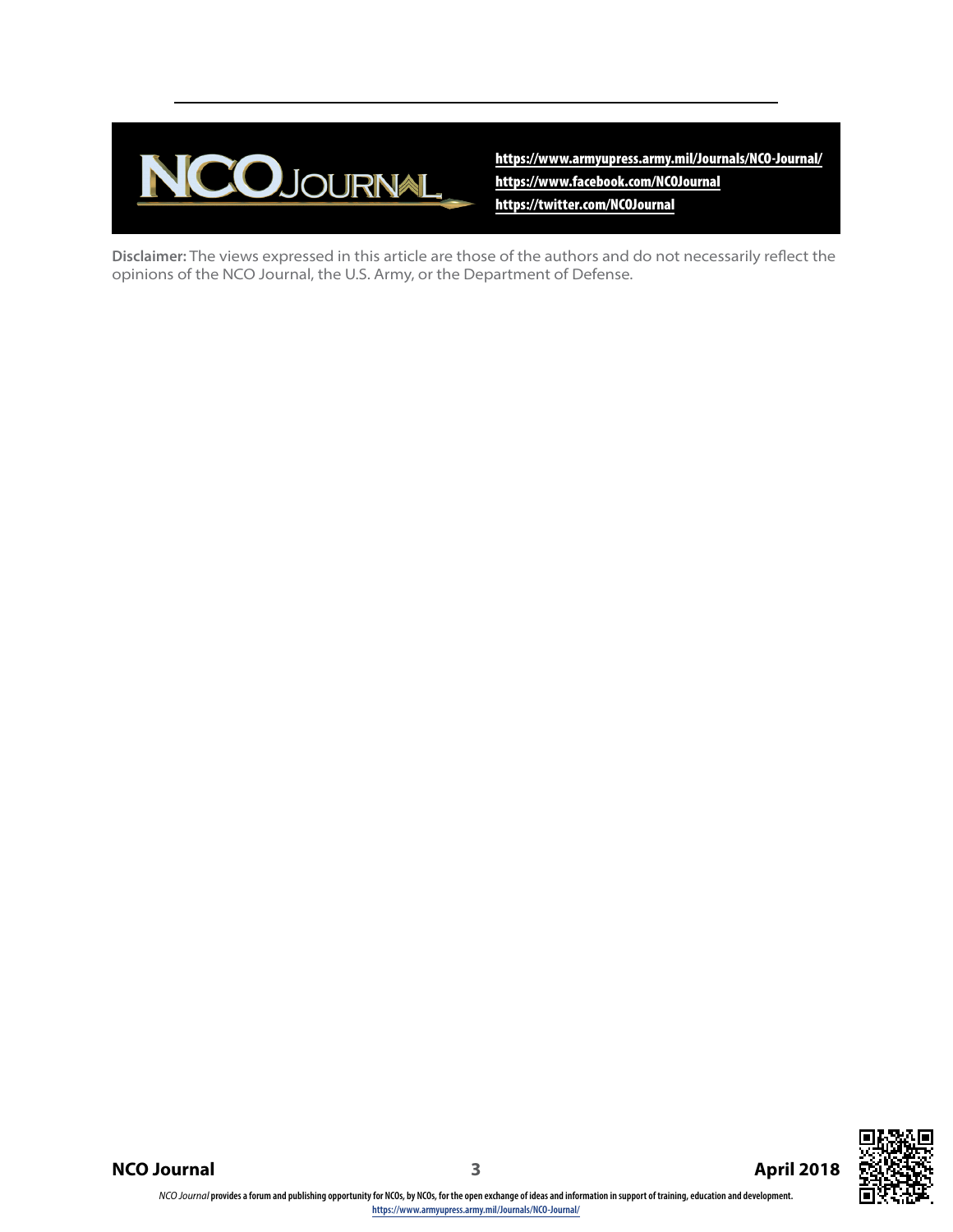https://www.armyupress.army.mil/Journals/NCO-Journal/
https://www.facebook.com/NCOJournal
https://twitter.com/NCOJournal

Disclaimer: The views expressed in this article are those of the authors and do not necessarily reflect the opinions of the NCO Journal, the U.S. Army, or the Department of Defense.